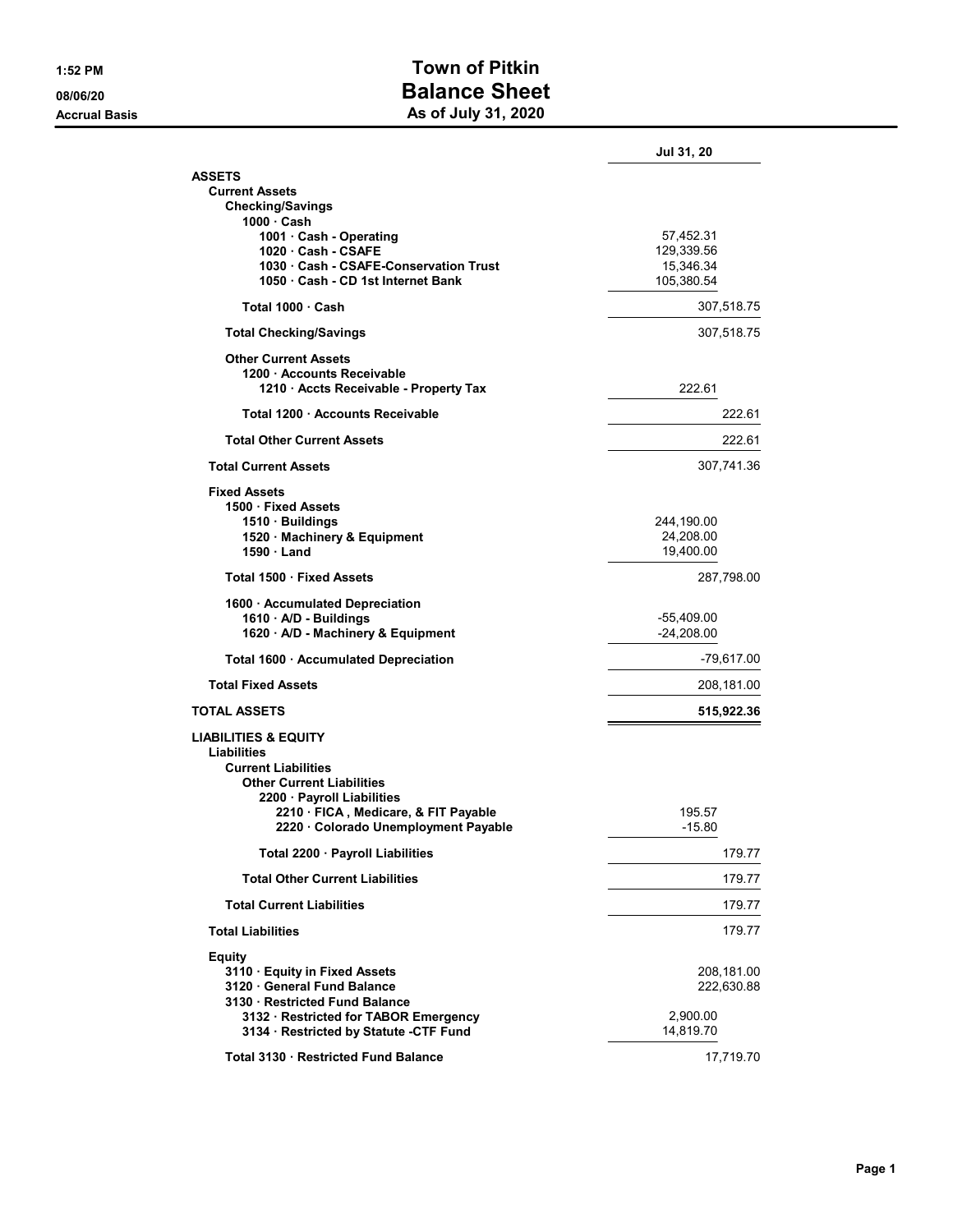# Town of Pitkin

# Balance Sheet

## As of July 31, 2020

1:52 PM
08/06/20
Accrual Basis

| | | Jul 31, 20 |
|---|---|---|
| **ASSETS** | | |
| **Current Assets** | | |
| **Checking/Savings** | | |
| **1000 · Cash** | | |
| **1001 · Cash - Operating** | 57,452.31 | |
| **1020 · Cash - CSAFE** | 129,339.56 | |
| **1030 · Cash - CSAFE-Conservation Trust** | 15,346.34 | |
| **1050 · Cash - CD 1st Internet Bank** | 105,380.54 | |
| **Total 1000 · Cash** | | 307,518.75 |
| **Total Checking/Savings** | | 307,518.75 |
| **Other Current Assets** | | |
| **1200 · Accounts Receivable** | | |
| **1210 · Accts Receivable - Property Tax** | 222.61 | |
| **Total 1200 · Accounts Receivable** | | 222.61 |
| **Total Other Current Assets** | | 222.61 |
| **Total Current Assets** | | 307,741.36 |
| **Fixed Assets** | | |
| **1500 · Fixed Assets** | | |
| **1510 · Buildings** | 244,190.00 | |
| **1520 · Machinery & Equipment** | 24,208.00 | |
| **1590 · Land** | 19,400.00 | |
| **Total 1500 · Fixed Assets** | | 287,798.00 |
| **1600 · Accumulated Depreciation** | | |
| **1610 · A/D - Buildings** | -55,409.00 | |
| **1620 · A/D - Machinery & Equipment** | -24,208.00 | |
| **Total 1600 · Accumulated Depreciation** | | -79,617.00 |
| **Total Fixed Assets** | | 208,181.00 |
| **TOTAL ASSETS** | | **515,922.36** |
| **LIABILITIES & EQUITY** | | |
| **Liabilities** | | |
| **Current Liabilities** | | |
| **Other Current Liabilities** | | |
| **2200 · Payroll Liabilities** | | |
| **2210 · FICA , Medicare, & FIT Payable** | 195.57 | |
| **2220 · Colorado Unemployment Payable** | -15.80 | |
| **Total 2200 · Payroll Liabilities** | | 179.77 |
| **Total Other Current Liabilities** | | 179.77 |
| **Total Current Liabilities** | | 179.77 |
| **Total Liabilities** | | 179.77 |
| **Equity** | | |
| **3110 · Equity in Fixed Assets** | | 208,181.00 |
| **3120 · General Fund Balance** | | 222,630.88 |
| **3130 · Restricted Fund Balance** | | |
| **3132 · Restricted for TABOR Emergency** | 2,900.00 | |
| **3134 · Restricted by Statute -CTF Fund** | 14,819.70 | |
| **Total 3130 · Restricted Fund Balance** | | 17,719.70 |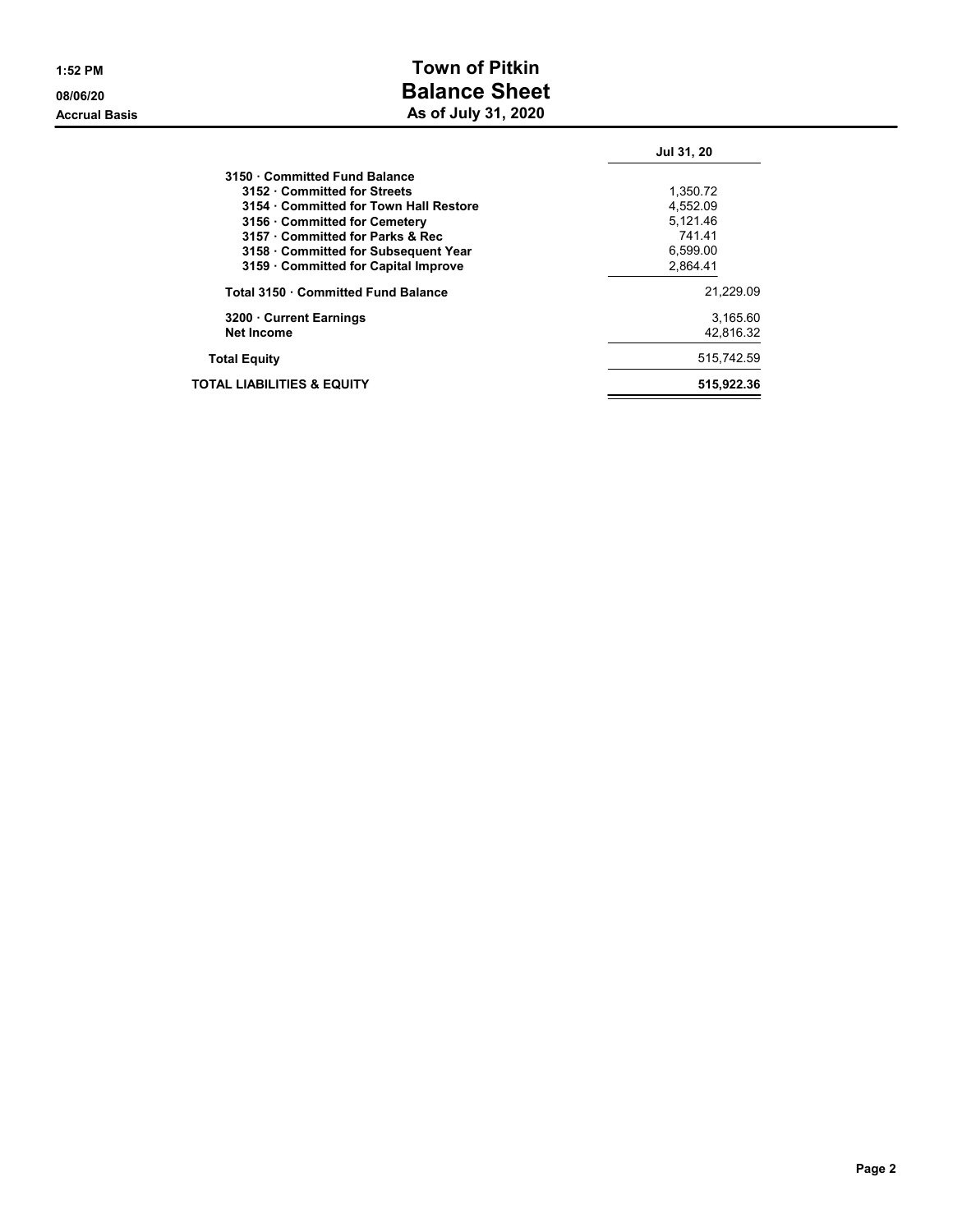# Town of Pitkin

## Balance Sheet

### As of July 31, 2020

1:52 PM
08/06/20
Accrual Basis

| | Jul 31, 20 |
|---|---|
| 3150 · Committed Fund Balance | |
| 3152 · Committed for Streets | 1,350.72 |
| 3154 · Committed for Town Hall Restore | 4,552.09 |
| 3156 · Committed for Cemetery | 5,121.46 |
| 3157 · Committed for Parks & Rec | 741.41 |
| 3158 · Committed for Subsequent Year | 6,599.00 |
| 3159 · Committed for Capital Improve | 2,864.41 |
| Total 3150 · Committed Fund Balance | 21,229.09 |
| 3200 · Current Earnings | 3,165.60 |
| Net Income | 42,816.32 |
| Total Equity | 515,742.59 |
| **TOTAL LIABILITIES & EQUITY** | **515,922.36** |